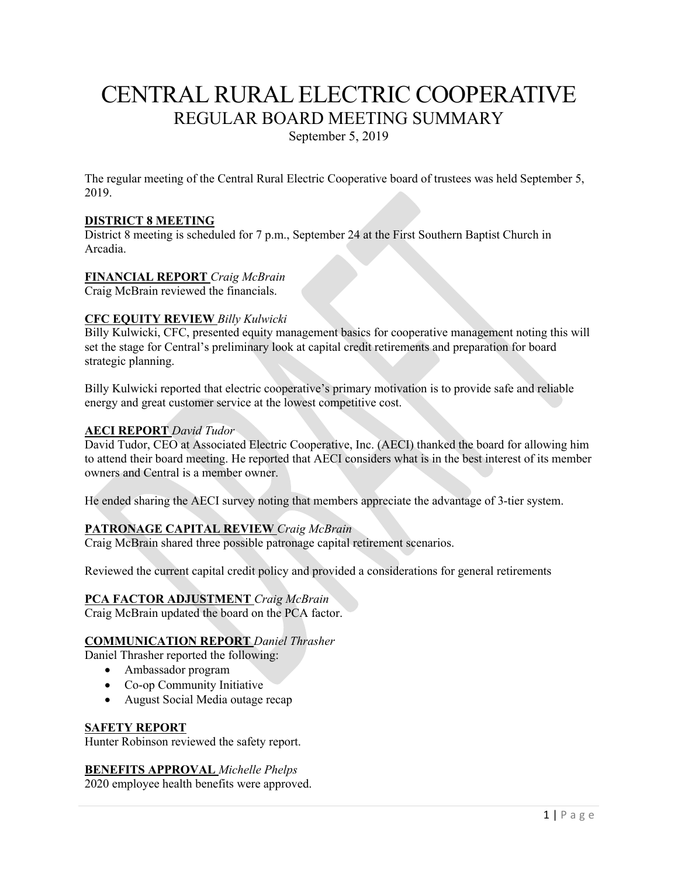# CENTRAL RURAL ELECTRIC COOPERATIVE

## REGULAR BOARD MEETING SUMMARY

September 5, 2019

The regular meeting of the Central Rural Electric Cooperative board of trustees was held September 5, 2019.

**DISTRICT 8 MEETING**

District 8 meeting is scheduled for 7 p.m., September 24 at the First Southern Baptist Church in Arcadia.

**FINANCIAL REPORT** *Craig McBrain*

Craig McBrain reviewed the financials.

**CFC EQUITY REVIEW** *Billy Kulwicki*

Billy Kulwicki, CFC, presented equity management basics for cooperative management noting this will set the stage for Central's preliminary look at capital credit retirements and preparation for board strategic planning.

Billy Kulwicki reported that electric cooperative's primary motivation is to provide safe and reliable energy and great customer service at the lowest competitive cost.

**AECI REPORT** *David Tudor*

David Tudor, CEO at Associated Electric Cooperative, Inc. (AECI) thanked the board for allowing him to attend their board meeting. He reported that AECI considers what is in the best interest of its member owners and Central is a member owner.

He ended sharing the AECI survey noting that members appreciate the advantage of 3-tier system.

**PATRONAGE CAPITAL REVIEW** *Craig McBrain*

Craig McBrain shared three possible patronage capital retirement scenarios.

Reviewed the current capital credit policy and provided a considerations for general retirements

**PCA FACTOR ADJUSTMENT** *Craig McBrain*

Craig McBrain updated the board on the PCA factor.

**COMMUNICATION REPORT** *Daniel Thrasher*

Daniel Thrasher reported the following:

- Ambassador program
- Co-op Community Initiative
- August Social Media outage recap

**SAFETY REPORT**

Hunter Robinson reviewed the safety report.

**BENEFITS APPROVAL** *Michelle Phelps*

2020 employee health benefits were approved.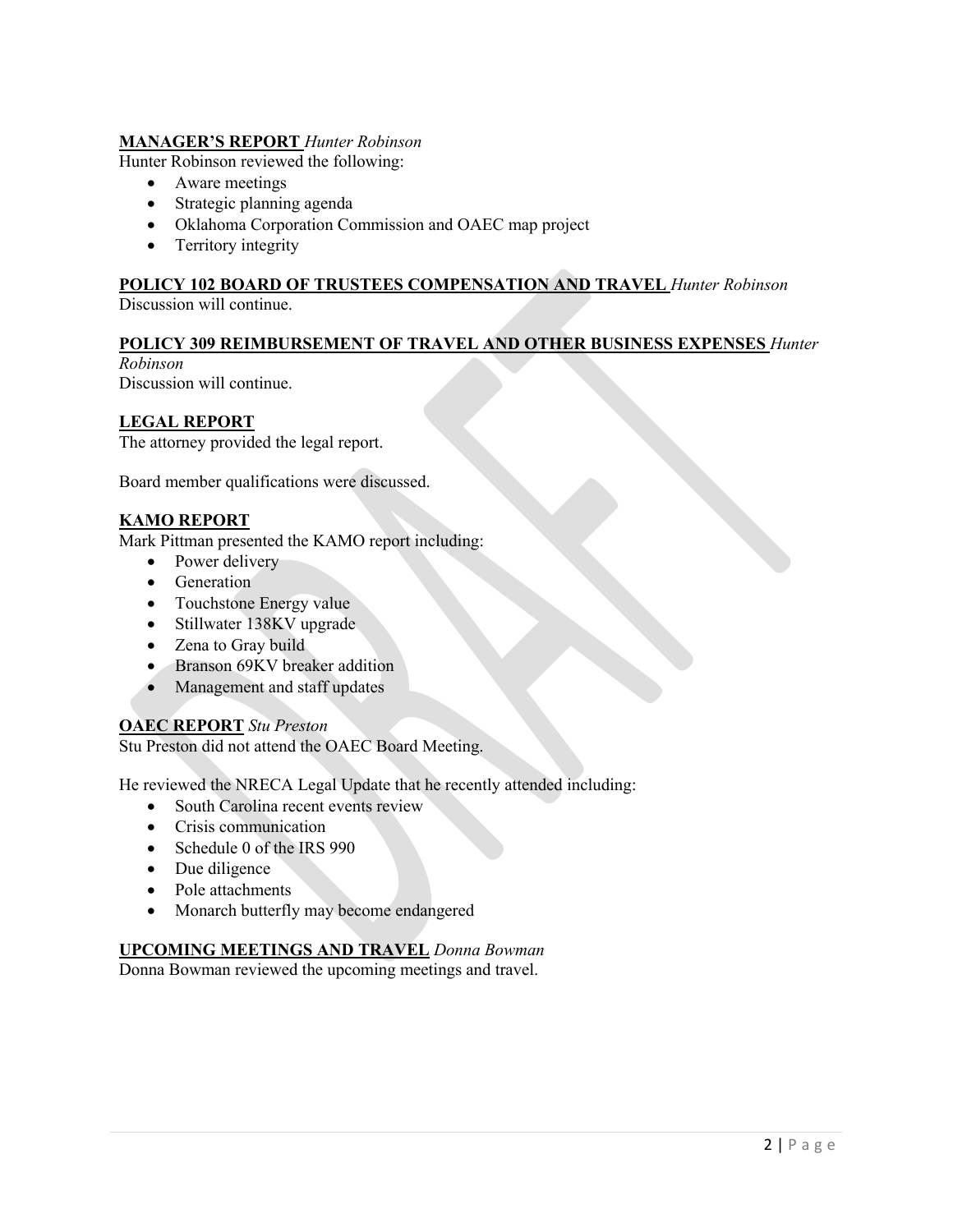**MANAGER'S REPORT** *Hunter Robinson*

Hunter Robinson reviewed the following:

- Aware meetings
- Strategic planning agenda
- Oklahoma Corporation Commission and OAEC map project
- Territory integrity

**POLICY 102 BOARD OF TRUSTEES COMPENSATION AND TRAVEL** *Hunter Robinson*

Discussion will continue.

**POLICY 309 REIMBURSEMENT OF TRAVEL AND OTHER BUSINESS EXPENSES** *Hunter Robinson*

Discussion will continue.

**LEGAL REPORT**

The attorney provided the legal report.

Board member qualifications were discussed.

**KAMO REPORT**

Mark Pittman presented the KAMO report including:

- Power delivery
- Generation
- Touchstone Energy value
- Stillwater 138KV upgrade
- Zena to Gray build
- Branson 69KV breaker addition
- Management and staff updates

**OAEC REPORT** *Stu Preston*

Stu Preston did not attend the OAEC Board Meeting.

He reviewed the NRECA Legal Update that he recently attended including:

- South Carolina recent events review
- Crisis communication
- Schedule 0 of the IRS 990
- Due diligence
- Pole attachments
- Monarch butterfly may become endangered

**UPCOMING MEETINGS AND TRAVEL** *Donna Bowman*

Donna Bowman reviewed the upcoming meetings and travel.